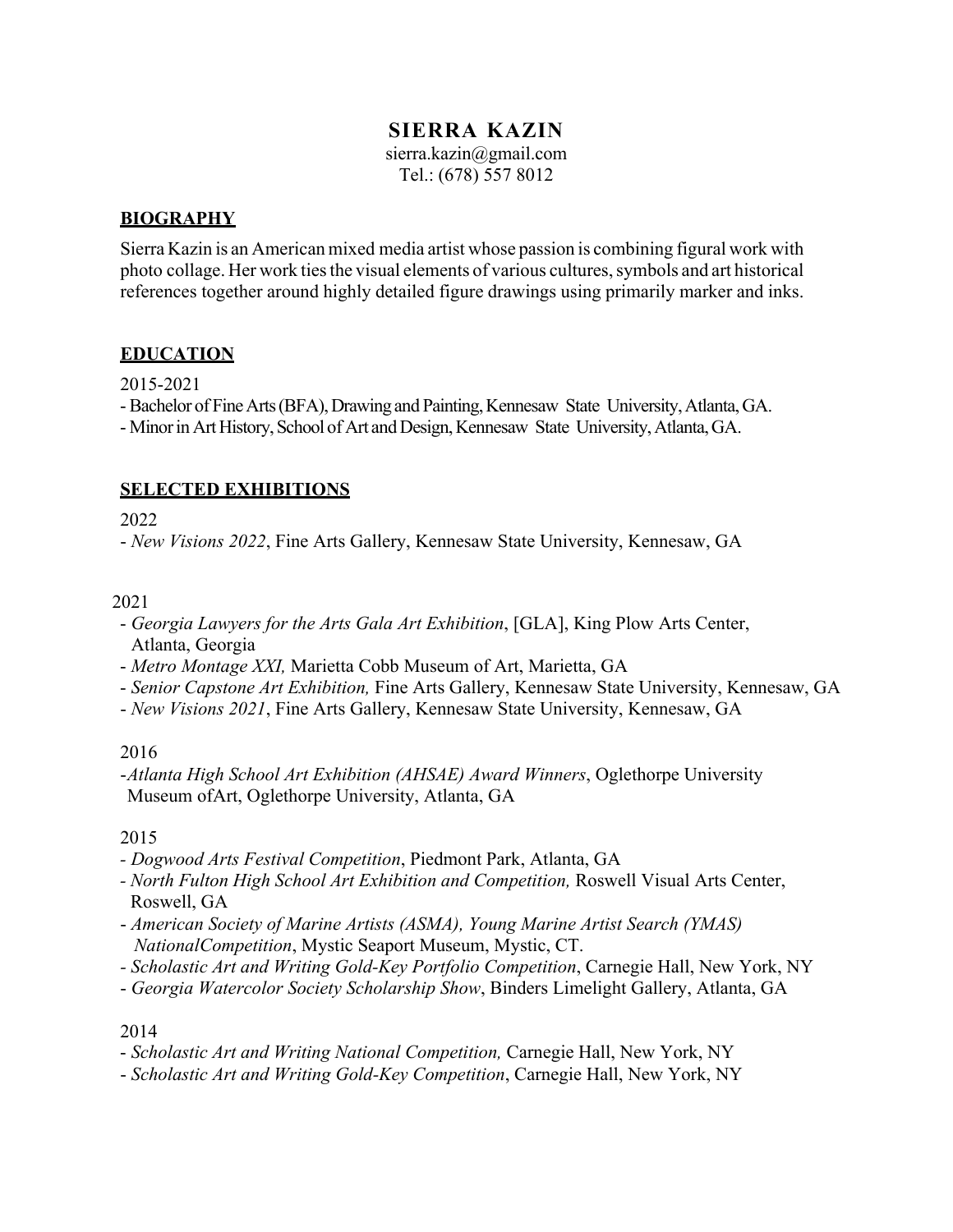# SIERRA KAZIN

sierra.kazin@gmail.com
Tel.: (678) 557 8012

## BIOGRAPHY

Sierra Kazin is an American mixed media artist whose passion is combining figural work with photo collage. Her work ties the visual elements of various cultures, symbols and art historical references together around highly detailed figure drawings using primarily marker and inks.

## EDUCATION

2015-2021

- Bachelor of Fine Arts (BFA), Drawing and Painting, Kennesaw State University, Atlanta, GA.
- Minor in Art History, School of Art and Design, Kennesaw State University, Atlanta, GA.

## SELECTED EXHIBITIONS

2022

- *New Visions 2022*, Fine Arts Gallery, Kennesaw State University, Kennesaw, GA

2021

- *Georgia Lawyers for the Arts Gala Art Exhibition*, [GLA], King Plow Arts Center, Atlanta, Georgia
- *Metro Montage XXI,* Marietta Cobb Museum of Art, Marietta, GA
- *Senior Capstone Art Exhibition,* Fine Arts Gallery, Kennesaw State University, Kennesaw, GA
- *New Visions 2021*, Fine Arts Gallery, Kennesaw State University, Kennesaw, GA

2016

- *Atlanta High School Art Exhibition (AHSAE) Award Winners*, Oglethorpe University Museum ofArt, Oglethorpe University, Atlanta, GA

2015

- *Dogwood Arts Festival Competition*, Piedmont Park, Atlanta, GA
- *North Fulton High School Art Exhibition and Competition,* Roswell Visual Arts Center, Roswell, GA
- *American Society of Marine Artists (ASMA), Young Marine Artist Search (YMAS) NationalCompetition*, Mystic Seaport Museum, Mystic, CT.
- *Scholastic Art and Writing Gold-Key Portfolio Competition*, Carnegie Hall, New York, NY
- *Georgia Watercolor Society Scholarship Show*, Binders Limelight Gallery, Atlanta, GA

2014

- *Scholastic Art and Writing National Competition,* Carnegie Hall, New York, NY
- *Scholastic Art and Writing Gold-Key Competition*, Carnegie Hall, New York, NY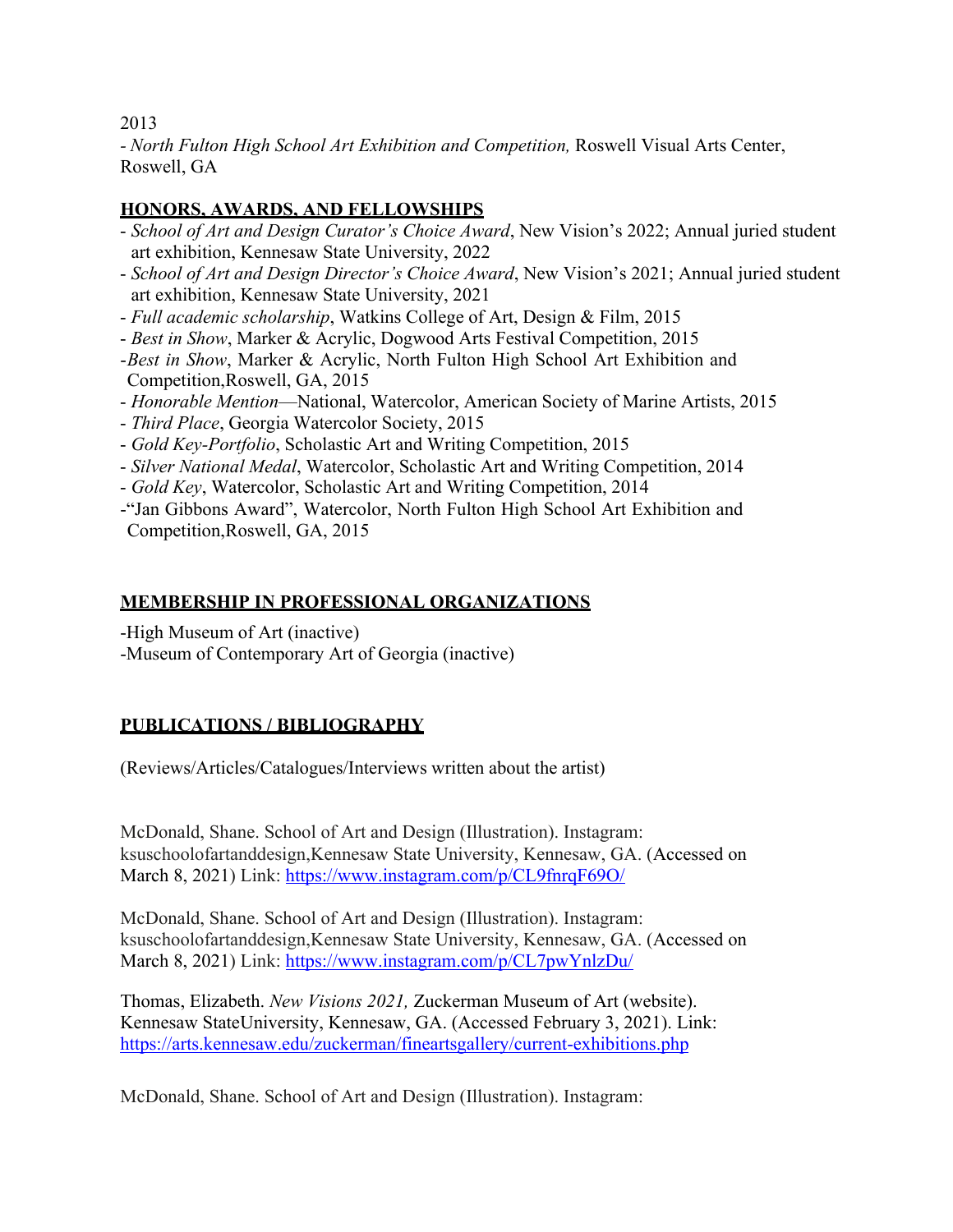2013

- *North Fulton High School Art Exhibition and Competition,* Roswell Visual Arts Center, Roswell, GA

## HONORS, AWARDS, AND FELLOWSHIPS

- *School of Art and Design Curator's Choice Award*, New Vision's 2022; Annual juried student art exhibition, Kennesaw State University, 2022
- *School of Art and Design Director's Choice Award*, New Vision's 2021; Annual juried student art exhibition, Kennesaw State University, 2021
- *Full academic scholarship*, Watkins College of Art, Design & Film, 2015
- *Best in Show*, Marker & Acrylic, Dogwood Arts Festival Competition, 2015
- *Best in Show*, Marker & Acrylic, North Fulton High School Art Exhibition and Competition,Roswell, GA, 2015
- *Honorable Mention*—National, Watercolor, American Society of Marine Artists, 2015
- *Third Place*, Georgia Watercolor Society, 2015
- *Gold Key-Portfolio*, Scholastic Art and Writing Competition, 2015
- *Silver National Medal*, Watercolor, Scholastic Art and Writing Competition, 2014
- *Gold Key*, Watercolor, Scholastic Art and Writing Competition, 2014
- "Jan Gibbons Award", Watercolor, North Fulton High School Art Exhibition and Competition,Roswell, GA, 2015

## MEMBERSHIP IN PROFESSIONAL ORGANIZATIONS

-High Museum of Art (inactive)
-Museum of Contemporary Art of Georgia (inactive)

## PUBLICATIONS / BIBLIOGRAPHY

(Reviews/Articles/Catalogues/Interviews written about the artist)

McDonald, Shane. School of Art and Design (Illustration). Instagram: ksuschoolofartanddesign,Kennesaw State University, Kennesaw, GA. (Accessed on March 8, 2021) Link: https://www.instagram.com/p/CL9fnrqF69O/

McDonald, Shane. School of Art and Design (Illustration). Instagram: ksuschoolofartanddesign,Kennesaw State University, Kennesaw, GA. (Accessed on March 8, 2021) Link: https://www.instagram.com/p/CL7pwYnlzDu/

Thomas, Elizabeth. *New Visions 2021,* Zuckerman Museum of Art (website). Kennesaw StateUniversity, Kennesaw, GA. (Accessed February 3, 2021). Link: https://arts.kennesaw.edu/zuckerman/fineartsgallery/current-exhibitions.php

McDonald, Shane. School of Art and Design (Illustration). Instagram: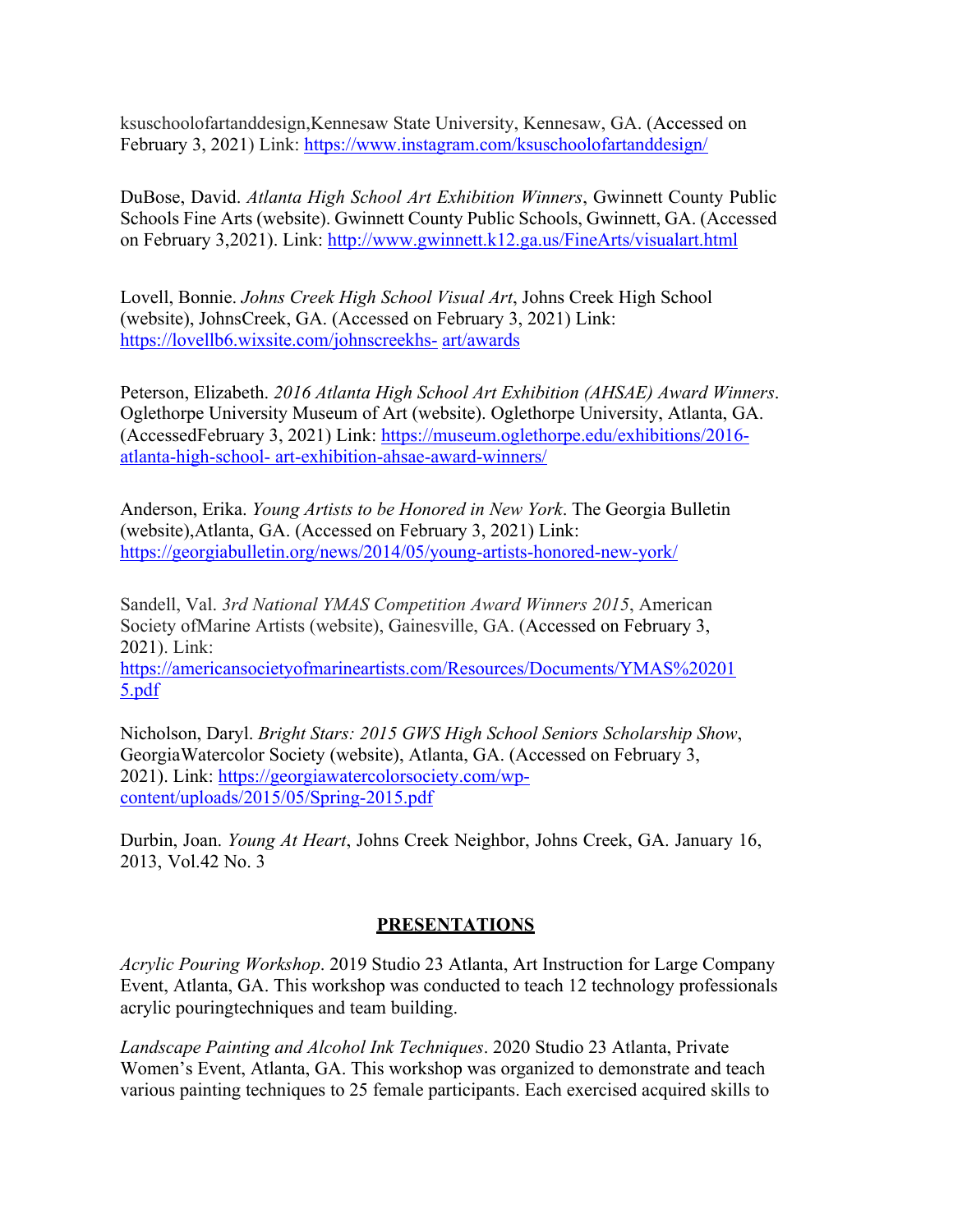ksuschoolofartanddesign,Kennesaw State University, Kennesaw, GA. (Accessed on February 3, 2021) Link: https://www.instagram.com/ksuschoolofartanddesign/

DuBose, David. *Atlanta High School Art Exhibition Winners*, Gwinnett County Public Schools Fine Arts (website). Gwinnett County Public Schools, Gwinnett, GA. (Accessed on February 3,2021). Link: http://www.gwinnett.k12.ga.us/FineArts/visualart.html

Lovell, Bonnie. *Johns Creek High School Visual Art*, Johns Creek High School (website), JohnsCreek, GA. (Accessed on February 3, 2021) Link: https://lovellb6.wixsite.com/johnscreekhs- art/awards

Peterson, Elizabeth. *2016 Atlanta High School Art Exhibition (AHSAE) Award Winners*. Oglethorpe University Museum of Art (website). Oglethorpe University, Atlanta, GA. (AccessedFebruary 3, 2021) Link: https://museum.oglethorpe.edu/exhibitions/2016-atlanta-high-school- art-exhibition-ahsae-award-winners/

Anderson, Erika. *Young Artists to be Honored in New York*. The Georgia Bulletin (website),Atlanta, GA. (Accessed on February 3, 2021) Link: https://georgiabulletin.org/news/2014/05/young-artists-honored-new-york/

Sandell, Val. *3rd National YMAS Competition Award Winners 2015*, American Society ofMarine Artists (website), Gainesville, GA. (Accessed on February 3, 2021). Link: https://americansocietyofmarineartists.com/Resources/Documents/YMAS%202015.pdf

Nicholson, Daryl. *Bright Stars: 2015 GWS High School Seniors Scholarship Show*, GeorgiaWatercolor Society (website), Atlanta, GA. (Accessed on February 3, 2021). Link: https://georgiawatercolorsociety.com/wp-content/uploads/2015/05/Spring-2015.pdf

Durbin, Joan. *Young At Heart*, Johns Creek Neighbor, Johns Creek, GA. January 16, 2013, Vol.42 No. 3

## PRESENTATIONS

*Acrylic Pouring Workshop*. 2019 Studio 23 Atlanta, Art Instruction for Large Company Event, Atlanta, GA. This workshop was conducted to teach 12 technology professionals acrylic pouringtechniques and team building.

*Landscape Painting and Alcohol Ink Techniques*. 2020 Studio 23 Atlanta, Private Women's Event, Atlanta, GA. This workshop was organized to demonstrate and teach various painting techniques to 25 female participants. Each exercised acquired skills to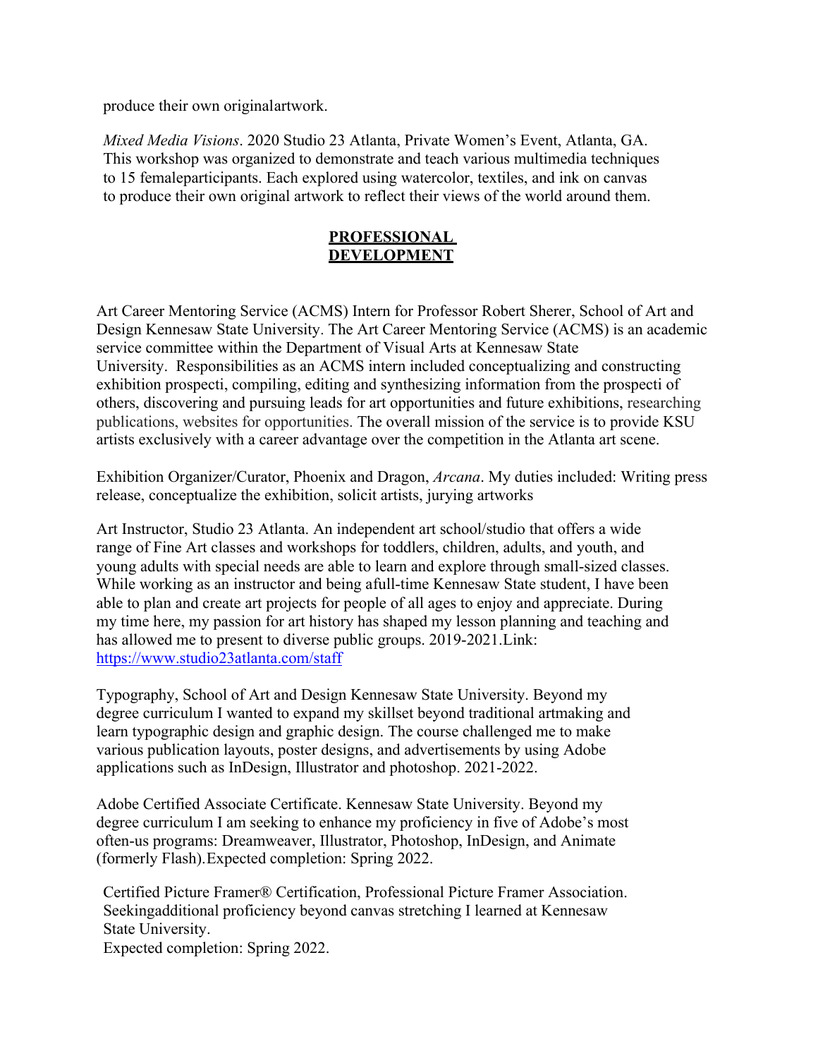produce their own originalartwork.

*Mixed Media Visions*. 2020 Studio 23 Atlanta, Private Women's Event, Atlanta, GA. This workshop was organized to demonstrate and teach various multimedia techniques to 15 femaleparticipants. Each explored using watercolor, textiles, and ink on canvas to produce their own original artwork to reflect their views of the world around them.

## PROFESSIONAL DEVELOPMENT

Art Career Mentoring Service (ACMS) Intern for Professor Robert Sherer, School of Art and Design Kennesaw State University. The Art Career Mentoring Service (ACMS) is an academic service committee within the Department of Visual Arts at Kennesaw State University. Responsibilities as an ACMS intern included conceptualizing and constructing exhibition prospecti, compiling, editing and synthesizing information from the prospecti of others, discovering and pursuing leads for art opportunities and future exhibitions, researching publications, websites for opportunities. The overall mission of the service is to provide KSU artists exclusively with a career advantage over the competition in the Atlanta art scene.

Exhibition Organizer/Curator, Phoenix and Dragon, *Arcana*. My duties included: Writing press release, conceptualize the exhibition, solicit artists, jurying artworks

Art Instructor, Studio 23 Atlanta. An independent art school/studio that offers a wide range of Fine Art classes and workshops for toddlers, children, adults, and youth, and young adults with special needs are able to learn and explore through small-sized classes. While working as an instructor and being afull-time Kennesaw State student, I have been able to plan and create art projects for people of all ages to enjoy and appreciate. During my time here, my passion for art history has shaped my lesson planning and teaching and has allowed me to present to diverse public groups. 2019-2021.Link: [https://www.studio23atlanta.com/staff](https://www.studio23atlanta.com/staff)

Typography, School of Art and Design Kennesaw State University. Beyond my degree curriculum I wanted to expand my skillset beyond traditional artmaking and learn typographic design and graphic design. The course challenged me to make various publication layouts, poster designs, and advertisements by using Adobe applications such as InDesign, Illustrator and photoshop. 2021-2022.

Adobe Certified Associate Certificate. Kennesaw State University. Beyond my degree curriculum I am seeking to enhance my proficiency in five of Adobe's most often-us programs: Dreamweaver, Illustrator, Photoshop, InDesign, and Animate (formerly Flash).Expected completion: Spring 2022.

Certified Picture Framer® Certification, Professional Picture Framer Association. Seekingadditional proficiency beyond canvas stretching I learned at Kennesaw State University.
Expected completion: Spring 2022.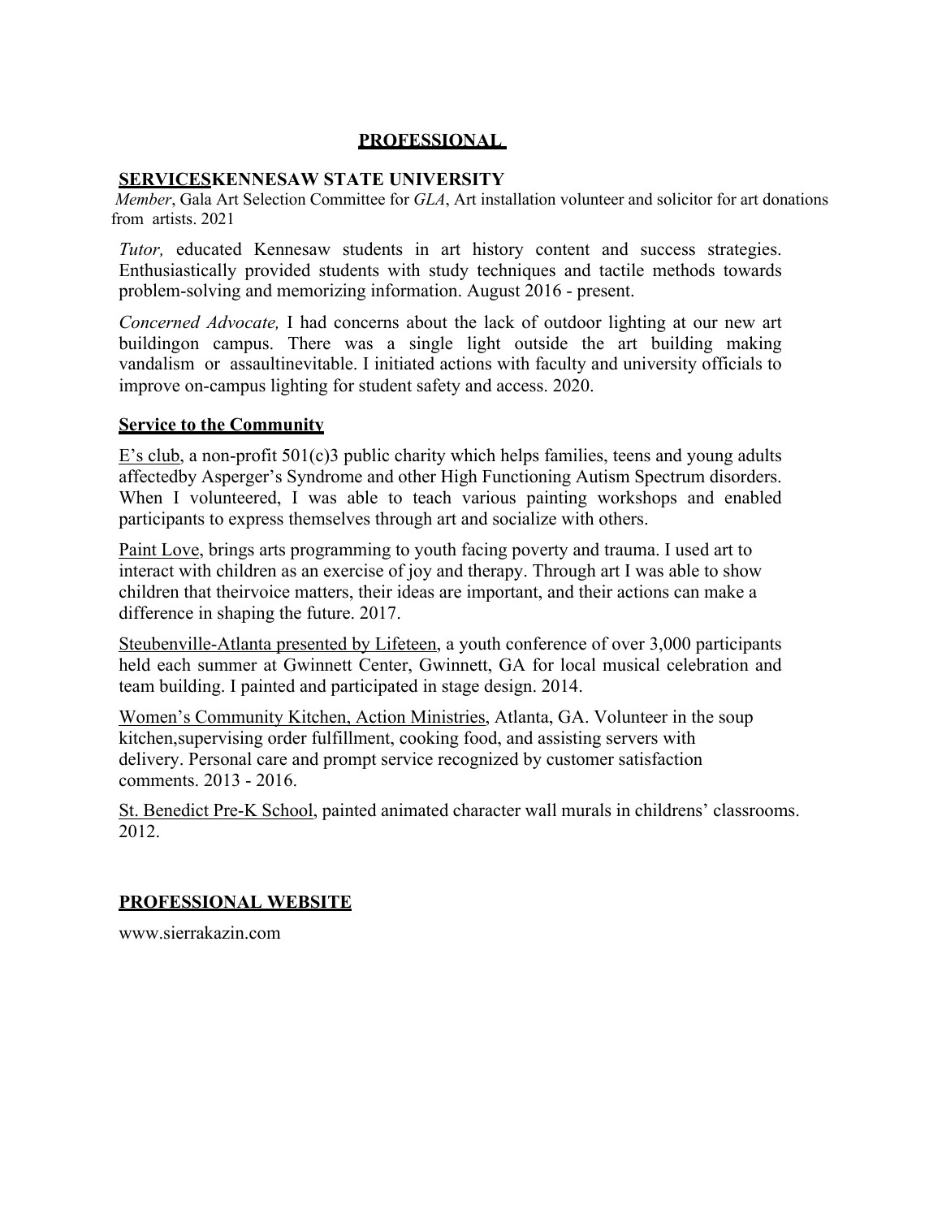## **PROFESSIONAL**

**SERVICESKENNESAW STATE UNIVERSITY**

*Member*, Gala Art Selection Committee for *GLA*, Art installation volunteer and solicitor for art donations from artists. 2021

*Tutor,* educated Kennesaw students in art history content and success strategies. Enthusiastically provided students with study techniques and tactile methods towards problem-solving and memorizing information. August 2016 - present.

*Concerned Advocate,* I had concerns about the lack of outdoor lighting at our new art buildingon campus. There was a single light outside the art building making vandalism or assaultinevitable. I initiated actions with faculty and university officials to improve on-campus lighting for student safety and access. 2020.

**Service to the Community**

E's club, a non-profit 501(c)3 public charity which helps families, teens and young adults affectedby Asperger's Syndrome and other High Functioning Autism Spectrum disorders. When I volunteered, I was able to teach various painting workshops and enabled participants to express themselves through art and socialize with others.

Paint Love, brings arts programming to youth facing poverty and trauma. I used art to interact with children as an exercise of joy and therapy. Through art I was able to show children that theirvoice matters, their ideas are important, and their actions can make a difference in shaping the future. 2017.

Steubenville-Atlanta presented by Lifeteen, a youth conference of over 3,000 participants held each summer at Gwinnett Center, Gwinnett, GA for local musical celebration and team building. I painted and participated in stage design. 2014.

Women's Community Kitchen, Action Ministries, Atlanta, GA. Volunteer in the soup kitchen,supervising order fulfillment, cooking food, and assisting servers with delivery. Personal care and prompt service recognized by customer satisfaction comments. 2013 - 2016.

St. Benedict Pre-K School, painted animated character wall murals in childrens' classrooms. 2012.

**PROFESSIONAL WEBSITE**

www.sierrakazin.com